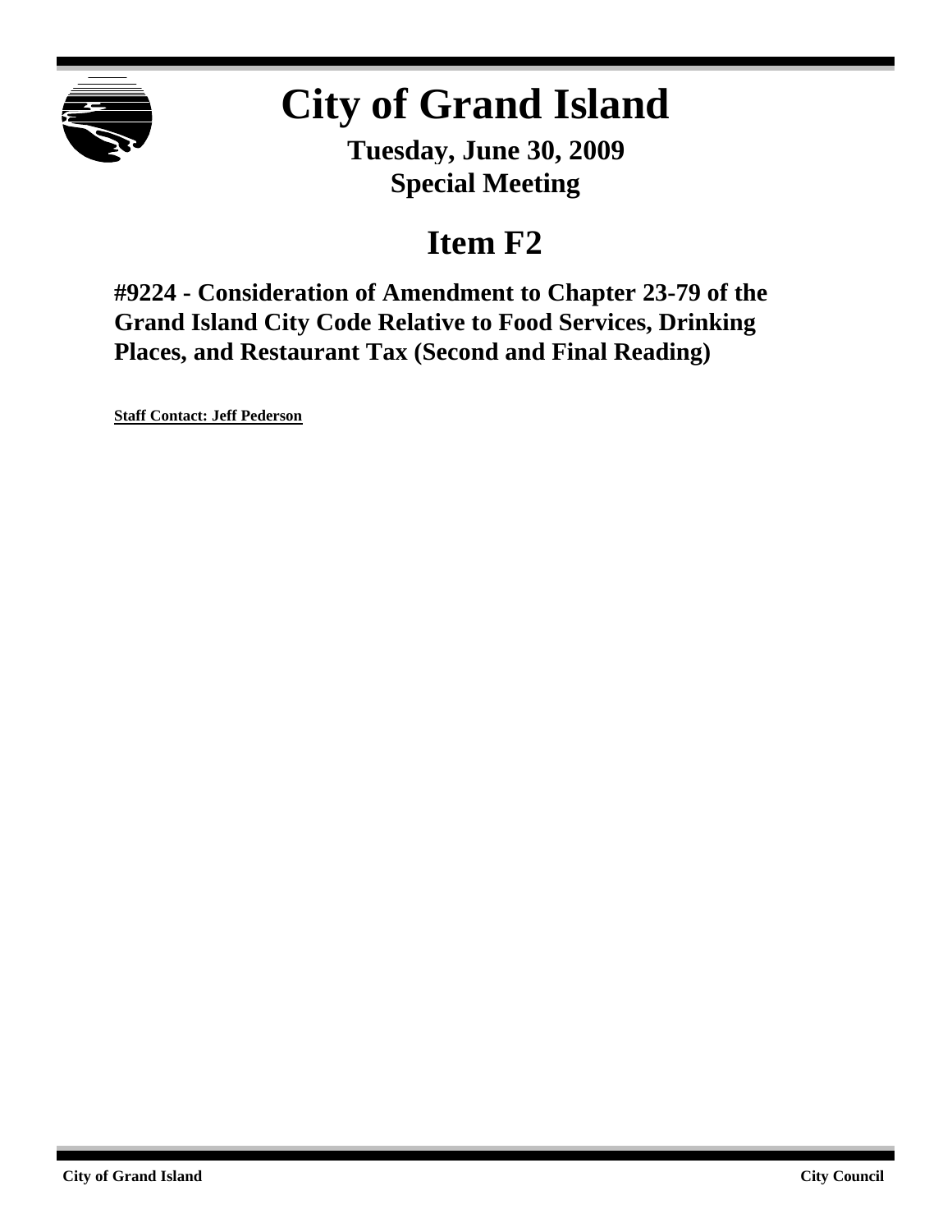# City of Grand Island

**Tuesday, June 30, 2009**
**Special Meeting**

## Item F2

### #9224 - Consideration of Amendment to Chapter 23-79 of the Grand Island City Code Relative to Food Services, Drinking Places, and Restaurant Tax (Second and Final Reading)

**Staff Contact: Jeff Pederson**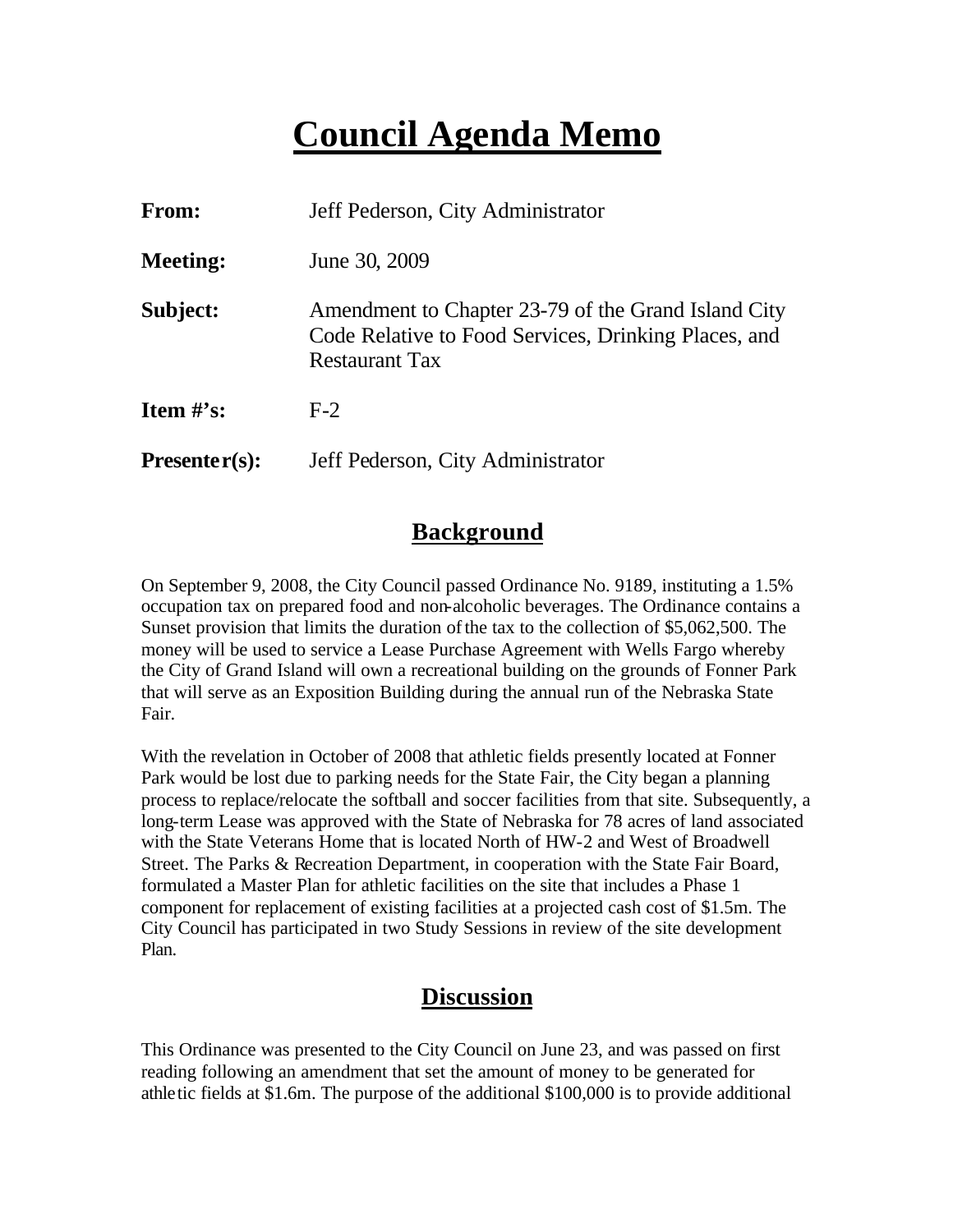# Council Agenda Memo

| | |
|---|---|
| **From:** | Jeff Pederson, City Administrator |
| **Meeting:** | June 30, 2009 |
| **Subject:** | Amendment to Chapter 23-79 of the Grand Island City Code Relative to Food Services, Drinking Places, and Restaurant Tax |
| **Item #'s:** | F-2 |
| **Presenter(s):** | Jeff Pederson, City Administrator |

## Background

On September 9, 2008, the City Council passed Ordinance No. 9189, instituting a 1.5% occupation tax on prepared food and non-alcoholic beverages. The Ordinance contains a Sunset provision that limits the duration of the tax to the collection of $5,062,500. The money will be used to service a Lease Purchase Agreement with Wells Fargo whereby the City of Grand Island will own a recreational building on the grounds of Fonner Park that will serve as an Exposition Building during the annual run of the Nebraska State Fair.

With the revelation in October of 2008 that athletic fields presently located at Fonner Park would be lost due to parking needs for the State Fair, the City began a planning process to replace/relocate the softball and soccer facilities from that site. Subsequently, a long-term Lease was approved with the State of Nebraska for 78 acres of land associated with the State Veterans Home that is located North of HW-2 and West of Broadwell Street. The Parks & Recreation Department, in cooperation with the State Fair Board, formulated a Master Plan for athletic facilities on the site that includes a Phase 1 component for replacement of existing facilities at a projected cash cost of $1.5m. The City Council has participated in two Study Sessions in review of the site development Plan.

## Discussion

This Ordinance was presented to the City Council on June 23, and was passed on first reading following an amendment that set the amount of money to be generated for athletic fields at $1.6m. The purpose of the additional $100,000 is to provide additional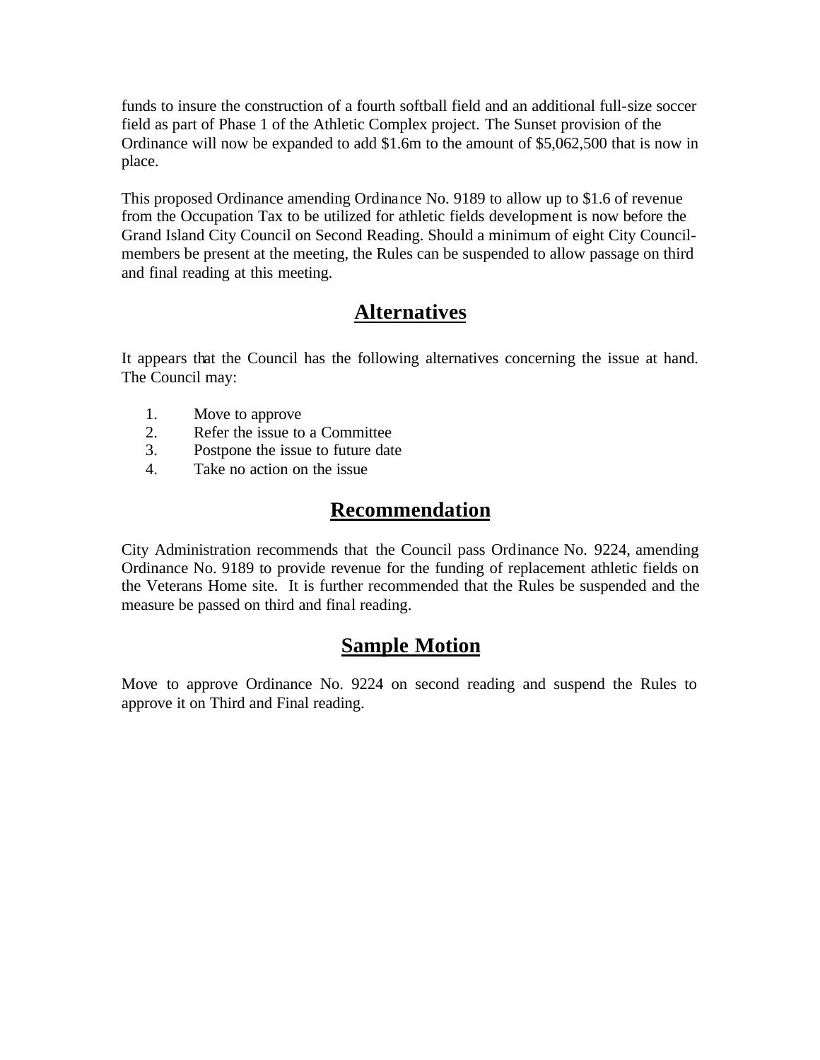funds to insure the construction of a fourth softball field and an additional full-size soccer field as part of Phase 1 of the Athletic Complex project. The Sunset provision of the Ordinance will now be expanded to add $1.6m to the amount of $5,062,500 that is now in place.

This proposed Ordinance amending Ordinance No. 9189 to allow up to $1.6 of revenue from the Occupation Tax to be utilized for athletic fields development is now before the Grand Island City Council on Second Reading. Should a minimum of eight City Council-members be present at the meeting, the Rules can be suspended to allow passage on third and final reading at this meeting.

## Alternatives

It appears that the Council has the following alternatives concerning the issue at hand. The Council may:

1. Move to approve
2. Refer the issue to a Committee
3. Postpone the issue to future date
4. Take no action on the issue

## Recommendation

City Administration recommends that the Council pass Ordinance No. 9224, amending Ordinance No. 9189 to provide revenue for the funding of replacement athletic fields on the Veterans Home site. It is further recommended that the Rules be suspended and the measure be passed on third and final reading.

## Sample Motion

Move to approve Ordinance No. 9224 on second reading and suspend the Rules to approve it on Third and Final reading.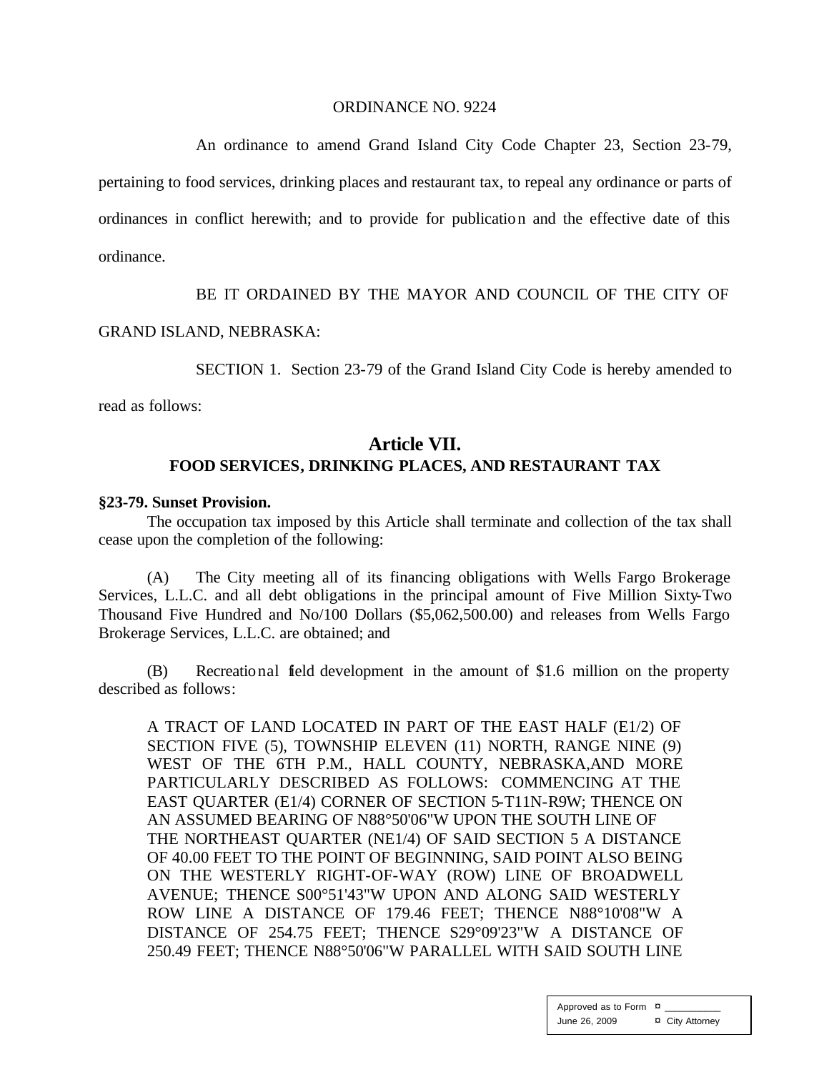ORDINANCE NO. 9224

An ordinance to amend Grand Island City Code Chapter 23, Section 23-79, pertaining to food services, drinking places and restaurant tax, to repeal any ordinance or parts of ordinances in conflict herewith; and to provide for publication and the effective date of this ordinance.

BE IT ORDAINED BY THE MAYOR AND COUNCIL OF THE CITY OF GRAND ISLAND, NEBRASKA:

SECTION 1. Section 23-79 of the Grand Island City Code is hereby amended to read as follows:

## Article VII.
### FOOD SERVICES, DRINKING PLACES, AND RESTAURANT TAX

**§23-79. Sunset Provision.**

The occupation tax imposed by this Article shall terminate and collection of the tax shall cease upon the completion of the following:

(A) The City meeting all of its financing obligations with Wells Fargo Brokerage Services, L.L.C. and all debt obligations in the principal amount of Five Million Sixty-Two Thousand Five Hundred and No/100 Dollars ($5,062,500.00) and releases from Wells Fargo Brokerage Services, L.L.C. are obtained; and

(B) Recreational field development in the amount of $1.6 million on the property described as follows:

A TRACT OF LAND LOCATED IN PART OF THE EAST HALF (E1/2) OF SECTION FIVE (5), TOWNSHIP ELEVEN (11) NORTH, RANGE NINE (9) WEST OF THE 6TH P.M., HALL COUNTY, NEBRASKA,AND MORE PARTICULARLY DESCRIBED AS FOLLOWS: COMMENCING AT THE EAST QUARTER (E1/4) CORNER OF SECTION 5-T11N-R9W; THENCE ON AN ASSUMED BEARING OF N88°50'06"W UPON THE SOUTH LINE OF THE NORTHEAST QUARTER (NE1/4) OF SAID SECTION 5 A DISTANCE OF 40.00 FEET TO THE POINT OF BEGINNING, SAID POINT ALSO BEING ON THE WESTERLY RIGHT-OF-WAY (ROW) LINE OF BROADWELL AVENUE; THENCE S00°51'43"W UPON AND ALONG SAID WESTERLY ROW LINE A DISTANCE OF 179.46 FEET; THENCE N88°10'08"W A DISTANCE OF 254.75 FEET; THENCE S29°09'23"W A DISTANCE OF 250.49 FEET; THENCE N88°50'06"W PARALLEL WITH SAID SOUTH LINE

Approved as to Form ¤ ___________
June 26, 2009 ¤ City Attorney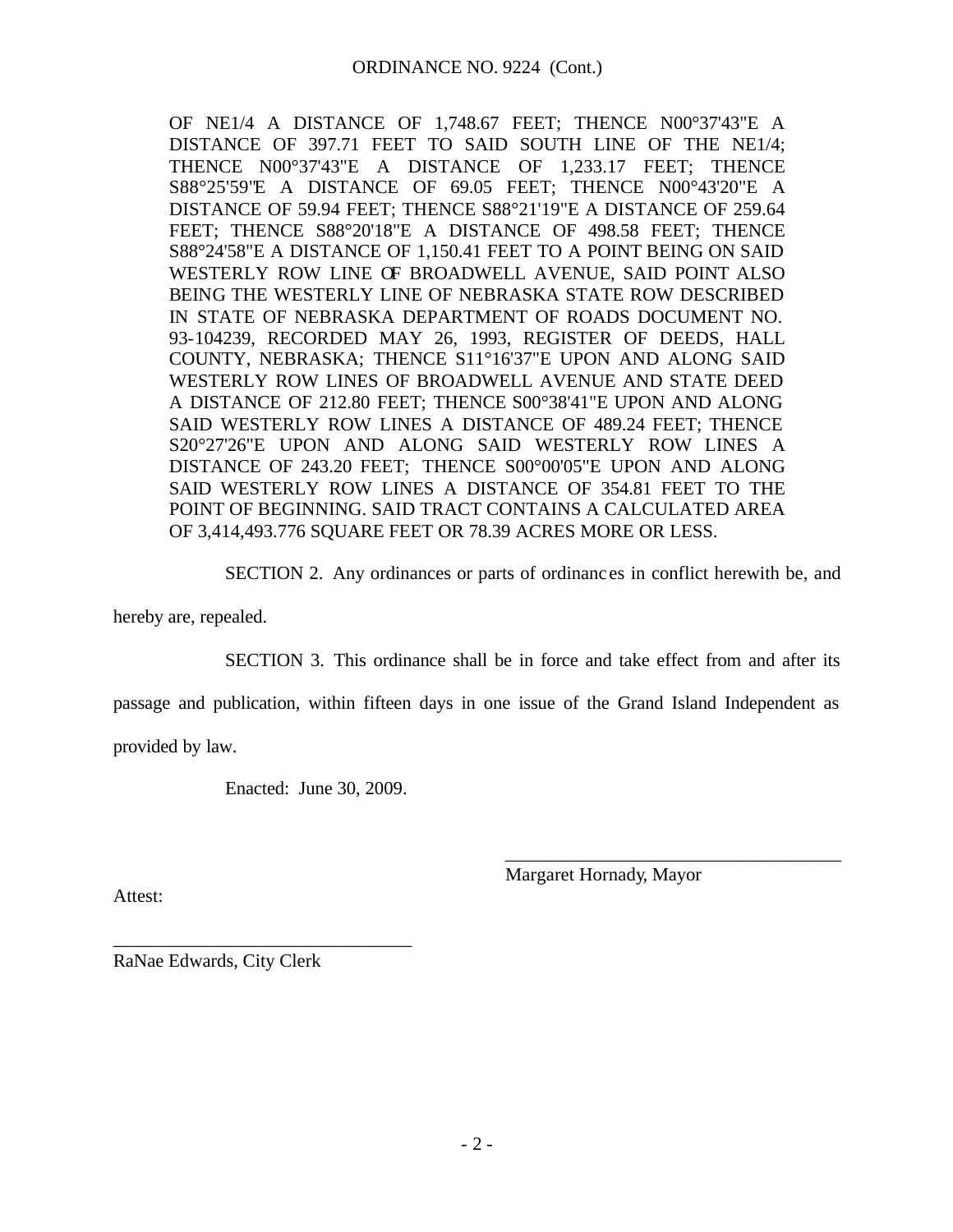OF NE1/4 A DISTANCE OF 1,748.67 FEET; THENCE N00°37'43"E A DISTANCE OF 397.71 FEET TO SAID SOUTH LINE OF THE NE1/4; THENCE N00°37'43"E A DISTANCE OF 1,233.17 FEET; THENCE S88°25'59"E A DISTANCE OF 69.05 FEET; THENCE N00°43'20"E A DISTANCE OF 59.94 FEET; THENCE S88°21'19"E A DISTANCE OF 259.64 FEET; THENCE S88°20'18"E A DISTANCE OF 498.58 FEET; THENCE S88°24'58"E A DISTANCE OF 1,150.41 FEET TO A POINT BEING ON SAID WESTERLY ROW LINE OF BROADWELL AVENUE, SAID POINT ALSO BEING THE WESTERLY LINE OF NEBRASKA STATE ROW DESCRIBED IN STATE OF NEBRASKA DEPARTMENT OF ROADS DOCUMENT NO. 93-104239, RECORDED MAY 26, 1993, REGISTER OF DEEDS, HALL COUNTY, NEBRASKA; THENCE S11°16'37"E UPON AND ALONG SAID WESTERLY ROW LINES OF BROADWELL AVENUE AND STATE DEED A DISTANCE OF 212.80 FEET; THENCE S00°38'41"E UPON AND ALONG SAID WESTERLY ROW LINES A DISTANCE OF 489.24 FEET; THENCE S20°27'26"E UPON AND ALONG SAID WESTERLY ROW LINES A DISTANCE OF 243.20 FEET; THENCE S00°00'05"E UPON AND ALONG SAID WESTERLY ROW LINES A DISTANCE OF 354.81 FEET TO THE POINT OF BEGINNING. SAID TRACT CONTAINS A CALCULATED AREA OF 3,414,493.776 SQUARE FEET OR 78.39 ACRES MORE OR LESS.

SECTION 2. Any ordinances or parts of ordinances in conflict herewith be, and hereby are, repealed.

SECTION 3. This ordinance shall be in force and take effect from and after its passage and publication, within fifteen days in one issue of the Grand Island Independent as provided by law.

Enacted: June 30, 2009.

____________________________________
Margaret Hornady, Mayor

Attest:

________________________________
RaNae Edwards, City Clerk